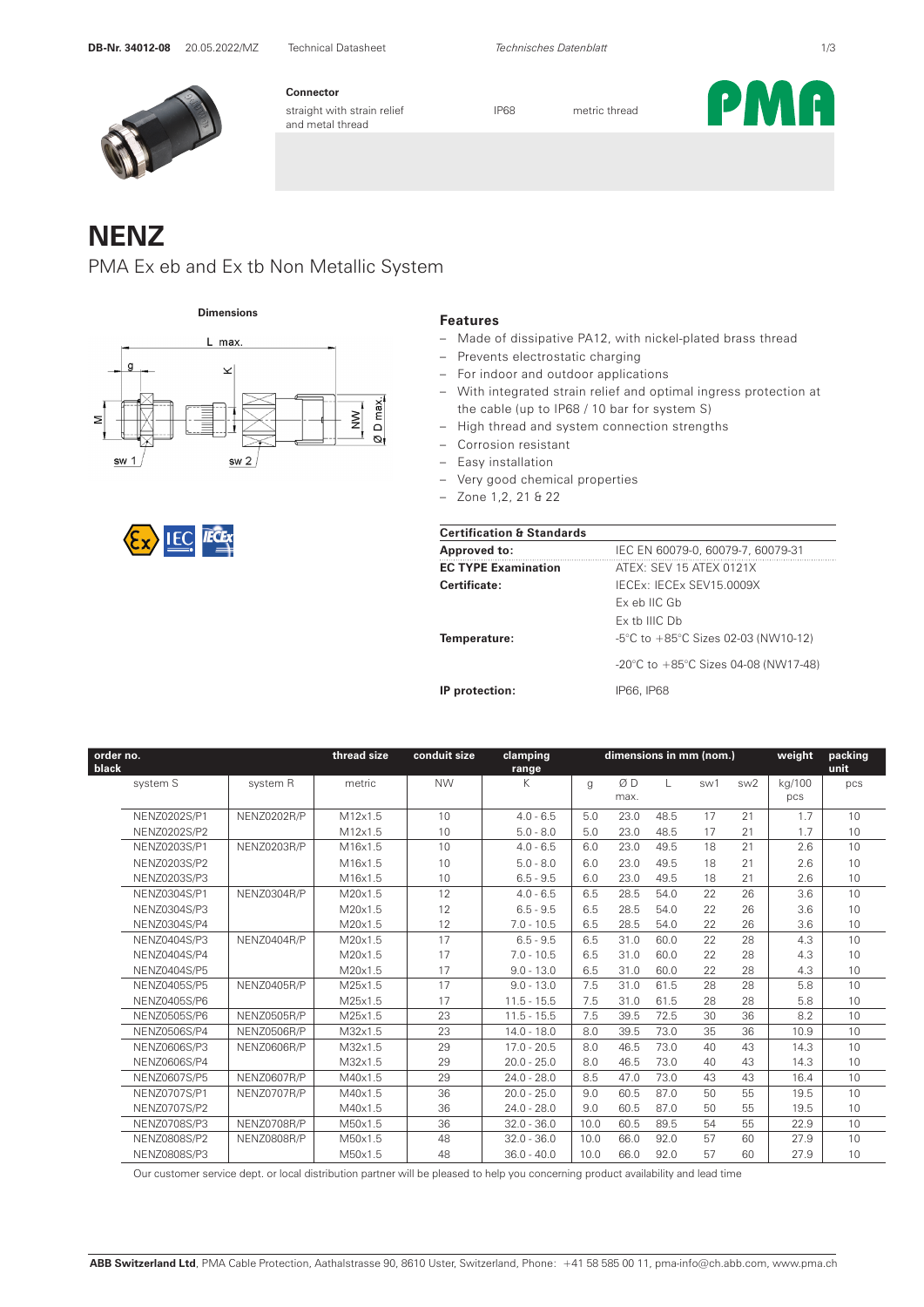DB-Nr. 34012-08 20.05.2022/MZ Technical Datasheet *Technisches Datenblatt*

**Connector**

straight with strain relief and metal thread

IP68

metric thread

# NENZ

PMA Ex eb and Ex tb Non Metallic System

**Dimensions**

## Features

- Made of dissipative PA12, with nickel-plated brass thread
- Prevents electrostatic charging
- For indoor and outdoor applications
- With integrated strain relief and optimal ingress protection at the cable (up to IP68 / 10 bar for system S)
- High thread and system connection strengths
- Corrosion resistant
- Easy installation
- Very good chemical properties
- Zone 1,2, 21 & 22

| Certification & Standards | |
|---|---|
| **Approved to:** | IEC EN 60079-0, 60079-7, 60079-31 |
| **EC TYPE Examination** | ATEX: SEV 15 ATEX 0121X |
| **Certificate:** | IECEx: IECEx SEV15.0009X |
| | Ex eb IIC Gb |
| | Ex tb IIIC Db |
| **Temperature:** | -5°C to +85°C Sizes 02-03 (NW10-12) |
| | -20°C to +85°C Sizes 04-08 (NW17-48) |
| **IP protection:** | IP66, IP68 |

| order no. black | | thread size | conduit size | clamping range | dimensions in mm (nom.) | | | | | weight | packing unit |
|---|---|---|---|---|---|---|---|---|---|---|---|
| system S | system R | metric | NW | K | g | Ø D max. | L | sw1 | sw2 | kg/100 pcs | pcs |
| NENZ0202S/P1 | NENZ0202R/P | M12x1.5 | 10 | 4.0 - 6.5 | 5.0 | 23.0 | 48.5 | 17 | 21 | 1.7 | 10 |
| NENZ0202S/P2 | | M12x1.5 | 10 | 5.0 - 8.0 | 5.0 | 23.0 | 48.5 | 17 | 21 | 1.7 | 10 |
| NENZ0203S/P1 | NENZ0203R/P | M16x1.5 | 10 | 4.0 - 6.5 | 6.0 | 23.0 | 49.5 | 18 | 21 | 2.6 | 10 |
| NENZ0203S/P2 | | M16x1.5 | 10 | 5.0 - 8.0 | 6.0 | 23.0 | 49.5 | 18 | 21 | 2.6 | 10 |
| NENZ0203S/P3 | | M16x1.5 | 10 | 6.5 - 9.5 | 6.0 | 23.0 | 49.5 | 18 | 21 | 2.6 | 10 |
| NENZ0304S/P1 | NENZ0304R/P | M20x1.5 | 12 | 4.0 - 6.5 | 6.5 | 28.5 | 54.0 | 22 | 26 | 3.6 | 10 |
| NENZ0304S/P3 | | M20x1.5 | 12 | 6.5 - 9.5 | 6.5 | 28.5 | 54.0 | 22 | 26 | 3.6 | 10 |
| NENZ0304S/P4 | | M20x1.5 | 12 | 7.0 - 10.5 | 6.5 | 28.5 | 54.0 | 22 | 26 | 3.6 | 10 |
| NENZ0404S/P3 | NENZ0404R/P | M20x1.5 | 17 | 6.5 - 9.5 | 6.5 | 31.0 | 60.0 | 22 | 28 | 4.3 | 10 |
| NENZ0404S/P4 | | M20x1.5 | 17 | 7.0 - 10.5 | 6.5 | 31.0 | 60.0 | 22 | 28 | 4.3 | 10 |
| NENZ0404S/P5 | | M20x1.5 | 17 | 9.0 - 13.0 | 6.5 | 31.0 | 60.0 | 22 | 28 | 4.3 | 10 |
| NENZ0405S/P5 | NENZ0405R/P | M25x1.5 | 17 | 9.0 - 13.0 | 7.5 | 31.0 | 61.5 | 28 | 28 | 5.8 | 10 |
| NENZ0405S/P6 | | M25x1.5 | 17 | 11.5 - 15.5 | 7.5 | 31.0 | 61.5 | 28 | 28 | 5.8 | 10 |
| NENZ0505S/P6 | NENZ0505R/P | M25x1.5 | 23 | 11.5 - 15.5 | 7.5 | 39.5 | 72.5 | 30 | 36 | 8.2 | 10 |
| NENZ0506S/P4 | NENZ0506R/P | M32x1.5 | 23 | 14.0 - 18.0 | 8.0 | 39.5 | 73.0 | 35 | 36 | 10.9 | 10 |
| NENZ0606S/P3 | NENZ0606R/P | M32x1.5 | 29 | 17.0 - 20.5 | 8.0 | 46.5 | 73.0 | 40 | 43 | 14.3 | 10 |
| NENZ0606S/P4 | | M32x1.5 | 29 | 20.0 - 25.0 | 8.0 | 46.5 | 73.0 | 40 | 43 | 14.3 | 10 |
| NENZ0607S/P5 | NENZ0607R/P | M40x1.5 | 29 | 24.0 - 28.0 | 8.5 | 47.0 | 73.0 | 43 | 43 | 16.4 | 10 |
| NENZ0707S/P1 | NENZ0707R/P | M40x1.5 | 36 | 20.0 - 25.0 | 9.0 | 60.5 | 87.0 | 50 | 55 | 19.5 | 10 |
| NENZ0707S/P2 | | M40x1.5 | 36 | 24.0 - 28.0 | 9.0 | 60.5 | 87.0 | 50 | 55 | 19.5 | 10 |
| NENZ0708S/P3 | NENZ0708R/P | M50x1.5 | 36 | 32.0 - 36.0 | 10.0 | 60.5 | 89.5 | 54 | 55 | 22.9 | 10 |
| NENZ0808S/P2 | NENZ0808R/P | M50x1.5 | 48 | 32.0 - 36.0 | 10.0 | 66.0 | 92.0 | 57 | 60 | 27.9 | 10 |
| NENZ0808S/P3 | | M50x1.5 | 48 | 36.0 - 40.0 | 10.0 | 66.0 | 92.0 | 57 | 60 | 27.9 | 10 |

Our customer service dept. or local distribution partner will be pleased to help you concerning product availability and lead time

**ABB Switzerland Ltd**, PMA Cable Protection, Aathalstrasse 90, 8610 Uster, Switzerland, Phone: +41 58 585 00 11, pma-info@ch.abb.com, www.pma.ch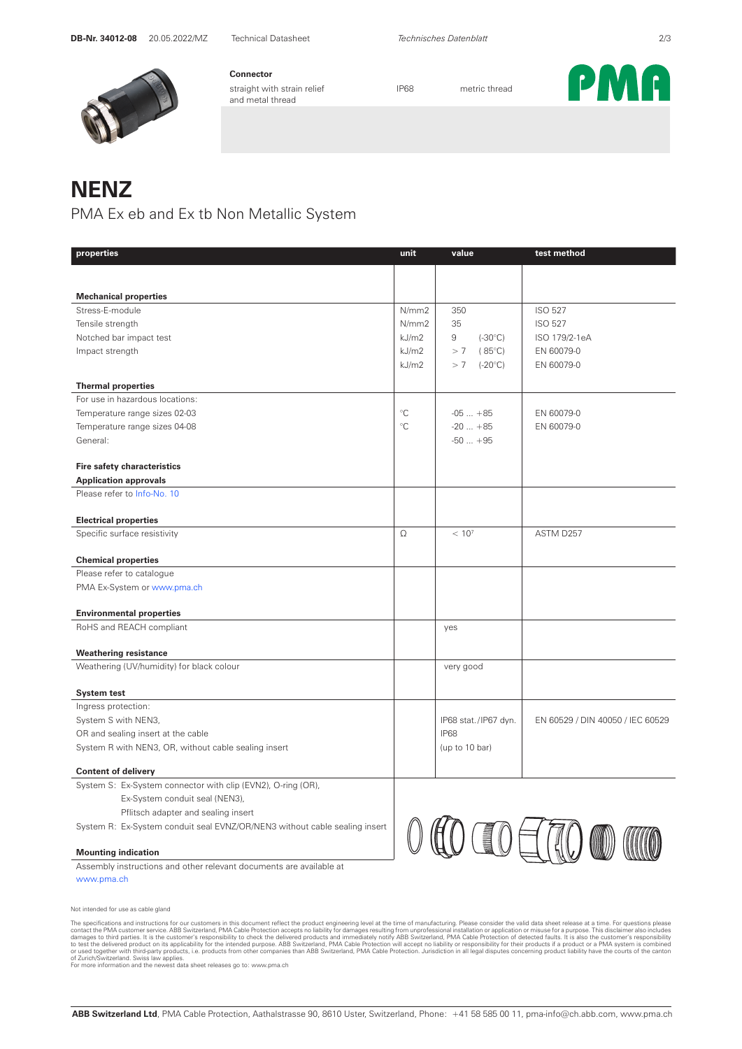**Connector**

straight with strain relief and metal thread

IP68

metric thread

# NENZ

## PMA Ex eb and Ex tb Non Metallic System

| properties | unit | value | test method |
|---|---|---|---|
| **Mechanical properties** | | | |
| Stress-E-module | N/mm2 | 350 | ISO 527 |
| Tensile strength | N/mm2 | 35 | ISO 527 |
| Notched bar impact test | kJ/m2 | 9 (-30°C) | ISO 179/2-1eA |
| Impact strength | kJ/m2 | > 7 ( 85°C) | EN 60079-0 |
| | kJ/m2 | > 7 (-20°C) | EN 60079-0 |
| **Thermal properties** | | | |
| For use in hazardous locations: | | | |
| Temperature range sizes 02-03 | °C | -05 ... +85 | EN 60079-0 |
| Temperature range sizes 04-08 | °C | -20 ... +85 | EN 60079-0 |
| General: | | -50 ... +95 | |
| **Fire safety characteristics** | | | |
| **Application approvals** | | | |
| Please refer to Info-No. 10 | | | |
| **Electrical properties** | | | |
| Specific surface resistivity | Ω | < $10^7$ | ASTM D257 |
| **Chemical properties** | | | |
| Please refer to catalogue PMA Ex-System or www.pma.ch | | | |
| **Environmental properties** | | | |
| RoHS and REACH compliant | | yes | |
| **Weathering resistance** | | | |
| Weathering (UV/humidity) for black colour | | very good | |
| **System test** | | | |
| Ingress protection: | | | |
| System S with NEN3, OR and sealing insert at the cable | | IP68 stat./IP67 dyn. | EN 60529 / DIN 40050 / IEC 60529 |
| System R with NEN3, OR, without cable sealing insert | | IP68 (up to 10 bar) | |
| **Content of delivery** | | | |
| System S: Ex-System connector with clip (EVN2), O-ring (OR), Ex-System conduit seal (NEN3), Pflitsch adapter and sealing insert | | | |
| System R: Ex-System conduit seal EVNZ/OR/NEN3 without cable sealing insert | | | |
| **Mounting indication** | | | |
| Assembly instructions and other relevant documents are available at www.pma.ch | | | |

Not intended for use as cable gland

The specifications and instructions for our customers in this document reflect the product engineering level at the time of manufacturing. Please consider the valid data sheet release at a time. For questions please contact the PMA customer service. ABB Switzerland, PMA Cable Protection accepts no liability for damages resulting from unprofessional installation or application or misuse for a purpose. This disclaimer also includes damages to third parties. It is the customer's responsibility to check the delivered products and immediately notify ABB Switzerland, PMA Cable Protection of detected faults. It is also the customer's responsibility to test the delivered product on its applicability for the intended purpose. ABB Switzerland, PMA Cable Protection will accept no liability or responsibility for their products if a product or a PMA system is combined or used together with third-party products, i.e. products from other companies than ABB Switzerland, PMA Cable Protection. Jurisdiction in all legal disputes concerning product liability have the courts of the canton of Zurich/Switzerland. Swiss law applies.
For more information and the newest data sheet releases go to: www.pma.ch

**ABB Switzerland Ltd**, PMA Cable Protection, Aathalstrasse 90, 8610 Uster, Switzerland, Phone: +41 58 585 00 11, pma-info@ch.abb.com, www.pma.ch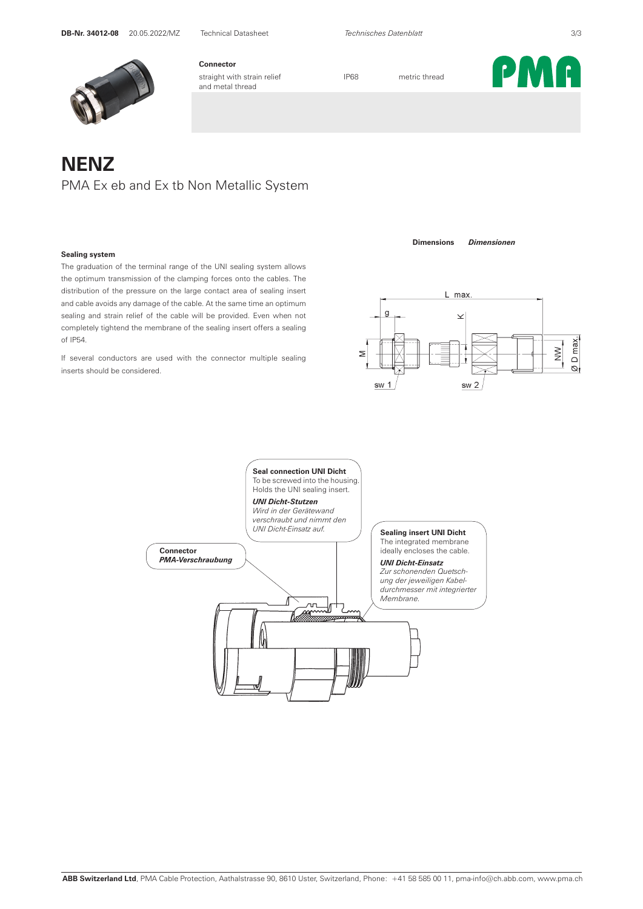**Connector**

straight with strain relief and metal thread

IP68

metric thread

# NENZ

PMA Ex eb and Ex tb Non Metallic System

**Dimensions** ***Dimensionen***

L max.

g

K

M

NW

Ø D max.

sw 1

sw 2

**Sealing system**

The graduation of the terminal range of the UNI sealing system allows the optimum transmission of the clamping forces onto the cables. The distribution of the pressure on the large contact area of sealing insert and cable avoids any damage of the cable. At the same time an optimum sealing and strain relief of the cable will be provided. Even when not completely tightend the membrane of the sealing insert offers a sealing of IP54.

If several conductors are used with the connector multiple sealing inserts should be considered.

**Seal connection UNI Dicht**
To be screwed into the housing. Holds the UNI sealing insert.

***UNI Dicht-Stutzen***
*Wird in der Gerätewand verschraubt und nimmt den UNI Dicht-Einsatz auf.*

**Sealing insert UNI Dicht**
The integrated membrane ideally encloses the cable.

***UNI Dicht-Einsatz***
*Zur schonenden Quetschung der jeweiligen Kabeldurchmesser mit integrierter Membrane.*

**Connector**
***PMA-Verschraubung***